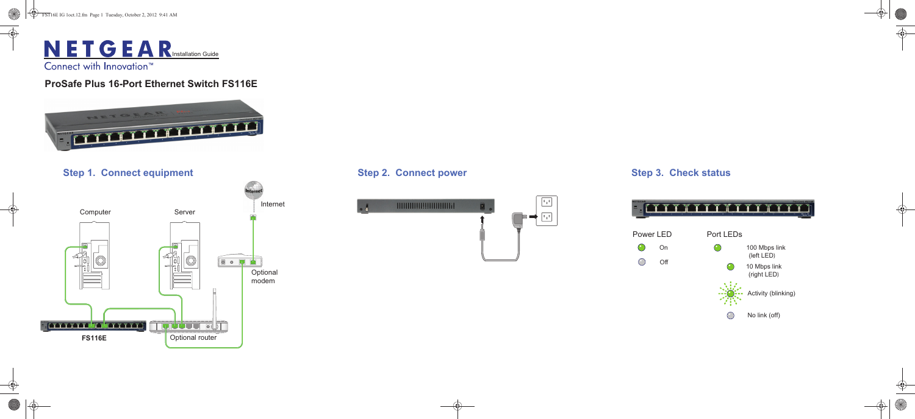# NETGEAR Installation Guide

Connect with Innovation™

## ProSafe Plus 16-Port Ethernet Switch FS116E

### Step 1. Connect equipment

Computer

Server

Internet

Optional modem

FS116E

Optional router

### Step 2. Connect power

### Step 3. Check status

Power LED

- On
- Off

Port LEDs

- 100 Mbps link (left LED)
- 10 Mbps link (right LED)
- Activity (blinking)
- No link (off)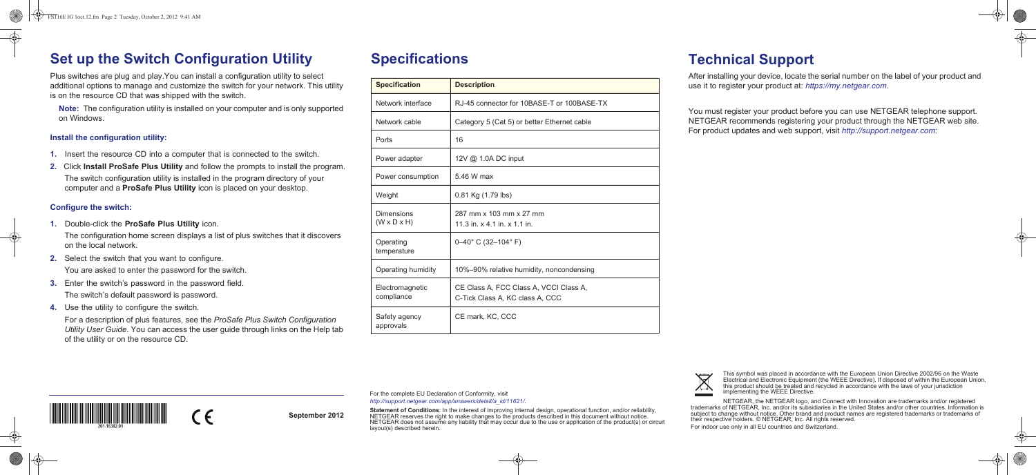## Set up the Switch Configuration Utility

Plus switches are plug and play.You can install a configuration utility to select additional options to manage and customize the switch for your network. This utility is on the resource CD that was shipped with the switch.

**Note:** The configuration utility is installed on your computer and is only supported on Windows.

### Install the configuration utility:

1. Insert the resource CD into a computer that is connected to the switch.
2. Click **Install ProSafe Plus Utility** and follow the prompts to install the program.

   The switch configuration utility is installed in the program directory of your computer and a **ProSafe Plus Utility** icon is placed on your desktop.

### Configure the switch:

1. Double-click the **ProSafe Plus Utility** icon.

   The configuration home screen displays a list of plus switches that it discovers on the local network.
2. Select the switch that you want to configure.

   You are asked to enter the password for the switch.
3. Enter the switch's password in the password field.

   The switch's default password is password.
4. Use the utility to configure the switch.

   For a description of plus features, see the *ProSafe Plus Switch Configuration Utility User Guide*. You can access the user guide through links on the Help tab of the utility or on the resource CD.

## Specifications

| Specification | Description |
|---|---|
| Network interface | RJ-45 connector for 10BASE-T or 100BASE-TX |
| Network cable | Category 5 (Cat 5) or better Ethernet cable |
| Ports | 16 |
| Power adapter | 12V @ 1.0A DC input |
| Power consumption | 5.46 W max |
| Weight | 0.81 Kg (1.79 lbs) |
| Dimensions (W x D x H) | 287 mm x 103 mm x 27 mm<br>11.3 in. x 4.1 in. x 1.1 in. |
| Operating temperature | 0–40° C (32–104° F) |
| Operating humidity | 10%–90% relative humidity, noncondensing |
| Electromagnetic compliance | CE Class A, FCC Class A, VCCI Class A, C-Tick Class A, KC class A, CCC |
| Safety agency approvals | CE mark, KC, CCC |

## Technical Support

After installing your device, locate the serial number on the label of your product and use it to register your product at: *https://my.netgear.com*.

You must register your product before you can use NETGEAR telephone support. NETGEAR recommends registering your product through the NETGEAR web site. For product updates and web support, visit *http://support.netgear.com*.

This symbol was placed in accordance with the European Union Directive 2002/96 on the Waste Electrical and Electronic Equipment (the WEEE Directive). If disposed of within the European Union, this product should be treated and recycled in accordance with the laws of your jurisdiction implementing the WEEE Directive.

NETGEAR, the NETGEAR logo, and Connect with Innovation are trademarks and/or registered trademarks of NETGEAR, Inc. and/or its subsidiaries in the United States and/or other countries. Information is subject to change without notice. Other brand and product names are registered trademarks or trademarks of their respective holders. © NETGEAR, Inc. All rights reserved.

For indoor use only in all EU countries and Switzerland.

201-16382-01

September 2012

For the complete EU Declaration of Conformity, visit *http://support.netgear.com/app/answers/detail/a_id/11621/*.

**Statement of Conditions**: In the interest of improving internal design, operational function, and/or reliability, NETGEAR reserves the right to make changes to the products described in this document without notice. NETGEAR does not assume any liability that may occur due to the use or application of the product(s) or circuit layout(s) described herein.